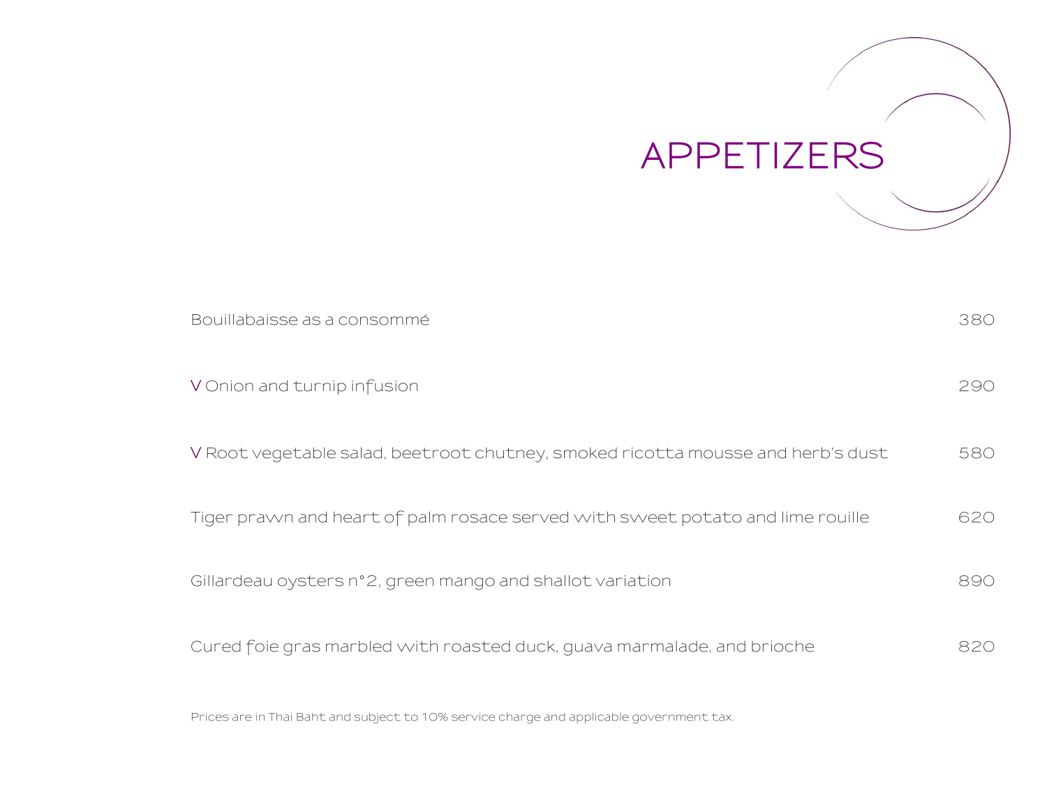# APPETIZERS

| | |
|---|---|
| Bouillabaisse as a consommé | 380 |
| V Onion and turnip infusion | 290 |
| V Root vegetable salad, beetroot chutney, smoked ricotta mousse and herb's dust | 580 |
| Tiger prawn and heart of palm rosace served with sweet potato and lime rouille | 620 |
| Gillardeau oysters n°2, green mango and shallot variation | 890 |
| Cured foie gras marbled with roasted duck, guava marmalade, and brioche | 820 |

Prices are in Thai Baht and subject to 10% service charge and applicable government tax.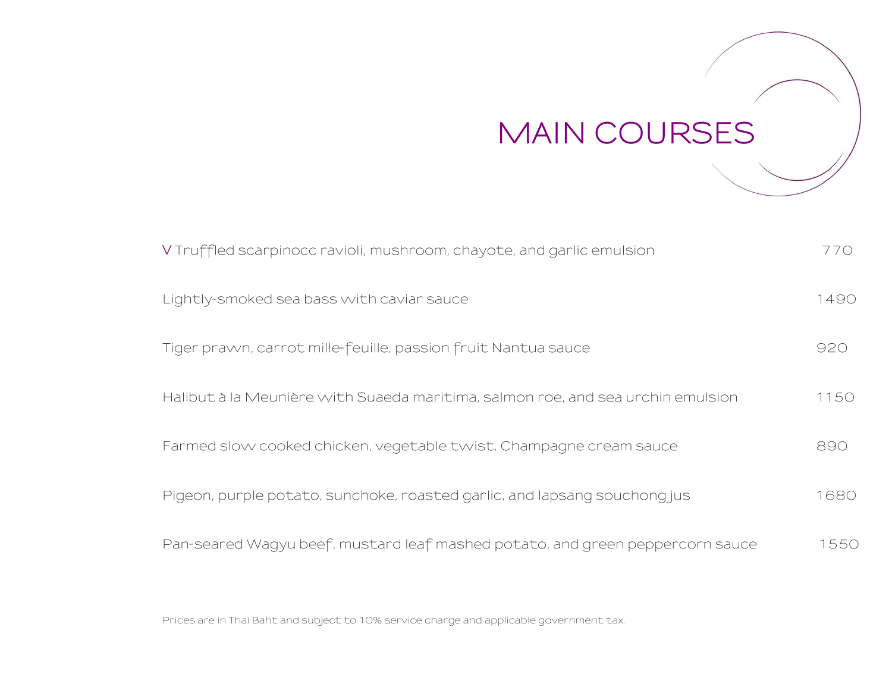# MAIN COURSES

| | |
|---|---|
| V Truffled scarpinocc ravioli, mushroom, chayote, and garlic emulsion | 770 |
| Lightly-smoked sea bass with caviar sauce | 1490 |
| Tiger prawn, carrot mille-feuille, passion fruit Nantua sauce | 920 |
| Halibut à la Meunière with Suaeda maritima, salmon roe, and sea urchin emulsion | 1150 |
| Farmed slow cooked chicken, vegetable twist, Champagne cream sauce | 890 |
| Pigeon, purple potato, sunchoke, roasted garlic, and lapsang souchong jus | 1680 |
| Pan-seared Wagyu beef, mustard leaf mashed potato, and green peppercorn sauce | 1550 |

Prices are in Thai Baht and subject to 10% service charge and applicable government tax.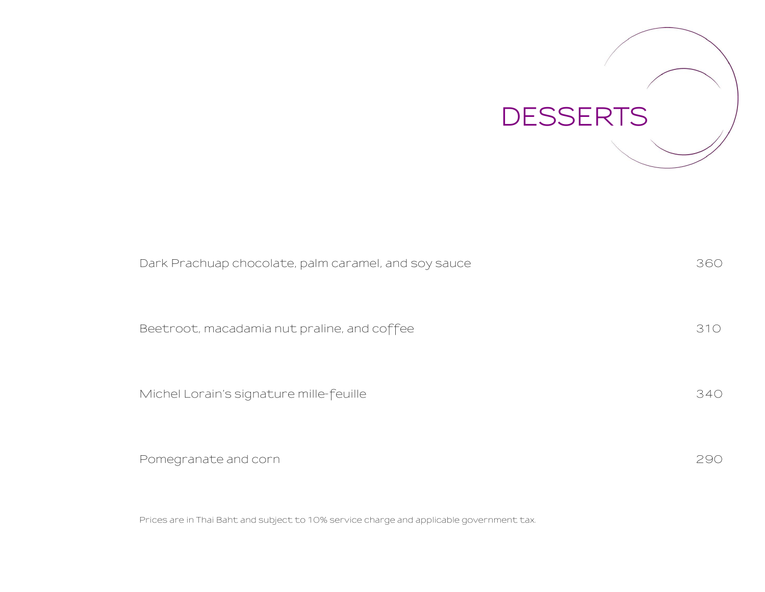# DESSERTS

| | |
|---|---|
| Dark Prachuap chocolate, palm caramel, and soy sauce | 360 |
| Beetroot, macadamia nut praline, and coffee | 310 |
| Michel Lorain's signature mille-feuille | 340 |
| Pomegranate and corn | 290 |

Prices are in Thai Baht and subject to 10% service charge and applicable government tax.